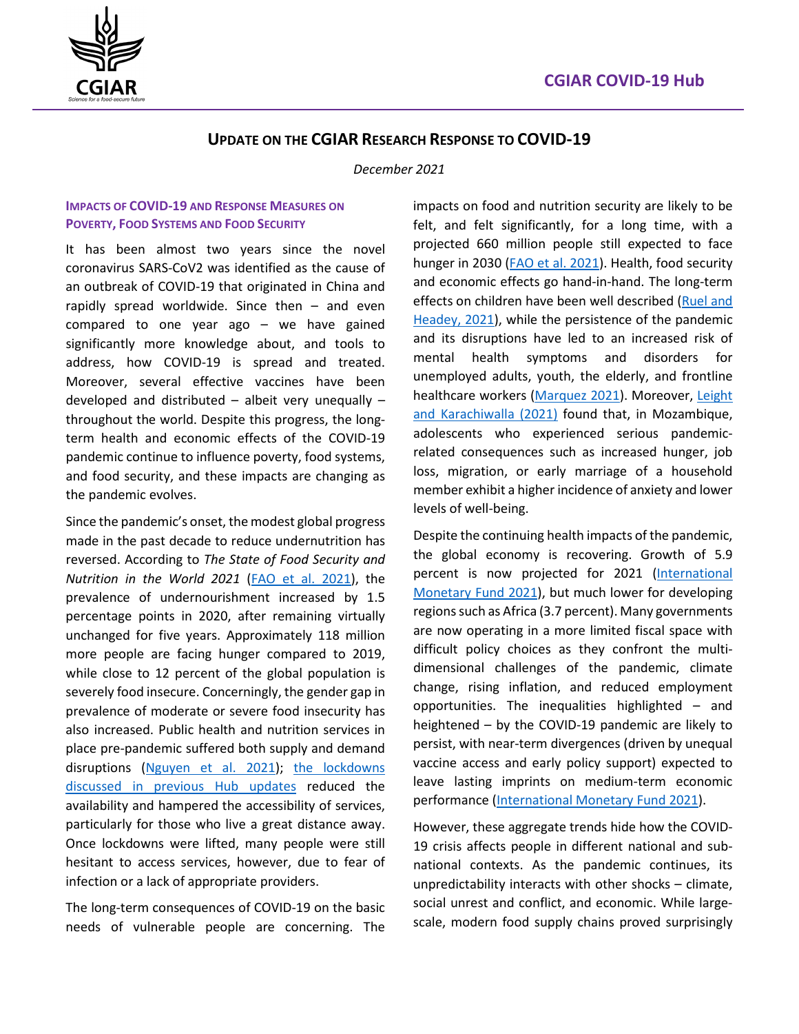# UPDATE ON THE CGIAR RESEARCH RESPONSE TO COVID-19

*December 2021*

## IMPACTS OF COVID-19 AND RESPONSE MEASURES ON POVERTY, FOOD SYSTEMS AND FOOD SECURITY

It has been almost two years since the novel coronavirus SARS-CoV2 was identified as the cause of an outbreak of COVID-19 that originated in China and rapidly spread worldwide. Since then – and even compared to one year ago – we have gained significantly more knowledge about, and tools to address, how COVID-19 is spread and treated. Moreover, several effective vaccines have been developed and distributed – albeit very unequally – throughout the world. Despite this progress, the long-term health and economic effects of the COVID-19 pandemic continue to influence poverty, food systems, and food security, and these impacts are changing as the pandemic evolves.

Since the pandemic's onset, the modest global progress made in the past decade to reduce undernutrition has reversed. According to *The State of Food Security and Nutrition in the World 2021* (FAO et al. 2021), the prevalence of undernourishment increased by 1.5 percentage points in 2020, after remaining virtually unchanged for five years. Approximately 118 million more people are facing hunger compared to 2019, while close to 12 percent of the global population is severely food insecure. Concerningly, the gender gap in prevalence of moderate or severe food insecurity has also increased. Public health and nutrition services in place pre-pandemic suffered both supply and demand disruptions (Nguyen et al. 2021); the lockdowns discussed in previous Hub updates reduced the availability and hampered the accessibility of services, particularly for those who live a great distance away. Once lockdowns were lifted, many people were still hesitant to access services, however, due to fear of infection or a lack of appropriate providers.

The long-term consequences of COVID-19 on the basic needs of vulnerable people are concerning. The impacts on food and nutrition security are likely to be felt, and felt significantly, for a long time, with a projected 660 million people still expected to face hunger in 2030 (FAO et al. 2021). Health, food security and economic effects go hand-in-hand. The long-term effects on children have been well described (Ruel and Headey, 2021), while the persistence of the pandemic and its disruptions have led to an increased risk of mental health symptoms and disorders for unemployed adults, youth, the elderly, and frontline healthcare workers (Marquez 2021). Moreover, Leight and Karachiwalla (2021) found that, in Mozambique, adolescents who experienced serious pandemic-related consequences such as increased hunger, job loss, migration, or early marriage of a household member exhibit a higher incidence of anxiety and lower levels of well-being.

Despite the continuing health impacts of the pandemic, the global economy is recovering. Growth of 5.9 percent is now projected for 2021 (International Monetary Fund 2021), but much lower for developing regions such as Africa (3.7 percent). Many governments are now operating in a more limited fiscal space with difficult policy choices as they confront the multi-dimensional challenges of the pandemic, climate change, rising inflation, and reduced employment opportunities. The inequalities highlighted – and heightened – by the COVID-19 pandemic are likely to persist, with near-term divergences (driven by unequal vaccine access and early policy support) expected to leave lasting imprints on medium-term economic performance (International Monetary Fund 2021).

However, these aggregate trends hide how the COVID-19 crisis affects people in different national and sub-national contexts. As the pandemic continues, its unpredictability interacts with other shocks – climate, social unrest and conflict, and economic. While large-scale, modern food supply chains proved surprisingly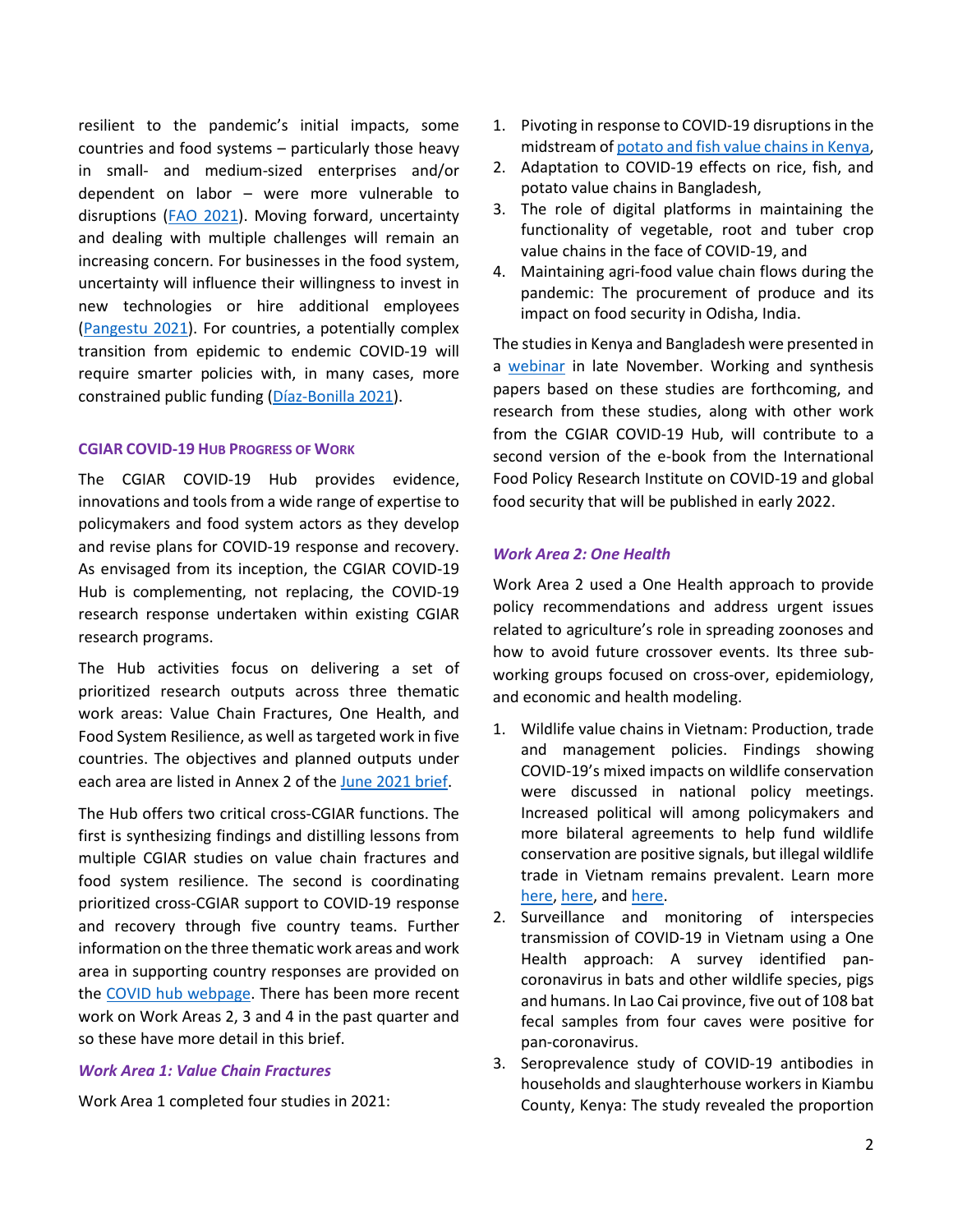resilient to the pandemic's initial impacts, some countries and food systems – particularly those heavy in small- and medium-sized enterprises and/or dependent on labor – were more vulnerable to disruptions ([FAO 2021]). Moving forward, uncertainty and dealing with multiple challenges will remain an increasing concern. For businesses in the food system, uncertainty will influence their willingness to invest in new technologies or hire additional employees ([Pangestu 2021]). For countries, a potentially complex transition from epidemic to endemic COVID-19 will require smarter policies with, in many cases, more constrained public funding ([Díaz-Bonilla 2021]).

### CGIAR COVID-19 Hub Progress of Work

The CGIAR COVID-19 Hub provides evidence, innovations and tools from a wide range of expertise to policymakers and food system actors as they develop and revise plans for COVID-19 response and recovery. As envisaged from its inception, the CGIAR COVID-19 Hub is complementing, not replacing, the COVID-19 research response undertaken within existing CGIAR research programs.

The Hub activities focus on delivering a set of prioritized research outputs across three thematic work areas: Value Chain Fractures, One Health, and Food System Resilience, as well as targeted work in five countries. The objectives and planned outputs under each area are listed in Annex 2 of the [June 2021 brief].

The Hub offers two critical cross-CGIAR functions. The first is synthesizing findings and distilling lessons from multiple CGIAR studies on value chain fractures and food system resilience. The second is coordinating prioritized cross-CGIAR support to COVID-19 response and recovery through five country teams. Further information on the three thematic work areas and work area in supporting country responses are provided on the [COVID hub webpage]. There has been more recent work on Work Areas 2, 3 and 4 in the past quarter and so these have more detail in this brief.

#### *Work Area 1: Value Chain Fractures*

Work Area 1 completed four studies in 2021:

1. Pivoting in response to COVID-19 disruptions in the midstream of [potato and fish value chains in Kenya],
2. Adaptation to COVID-19 effects on rice, fish, and potato value chains in Bangladesh,
3. The role of digital platforms in maintaining the functionality of vegetable, root and tuber crop value chains in the face of COVID-19, and
4. Maintaining agri-food value chain flows during the pandemic: The procurement of produce and its impact on food security in Odisha, India.

The studies in Kenya and Bangladesh were presented in a [webinar] in late November. Working and synthesis papers based on these studies are forthcoming, and research from these studies, along with other work from the CGIAR COVID-19 Hub, will contribute to a second version of the e-book from the International Food Policy Research Institute on COVID-19 and global food security that will be published in early 2022.

#### *Work Area 2: One Health*

Work Area 2 used a One Health approach to provide policy recommendations and address urgent issues related to agriculture's role in spreading zoonoses and how to avoid future crossover events. Its three sub-working groups focused on cross-over, epidemiology, and economic and health modeling.

1. Wildlife value chains in Vietnam: Production, trade and management policies. Findings showing COVID-19's mixed impacts on wildlife conservation were discussed in national policy meetings. Increased political will among policymakers and more bilateral agreements to help fund wildlife conservation are positive signals, but illegal wildlife trade in Vietnam remains prevalent. Learn more [here], [here], and [here].
2. Surveillance and monitoring of interspecies transmission of COVID-19 in Vietnam using a One Health approach: A survey identified pan-coronavirus in bats and other wildlife species, pigs and humans. In Lao Cai province, five out of 108 bat fecal samples from four caves were positive for pan-coronavirus.
3. Seroprevalence study of COVID-19 antibodies in households and slaughterhouse workers in Kiambu County, Kenya: The study revealed the proportion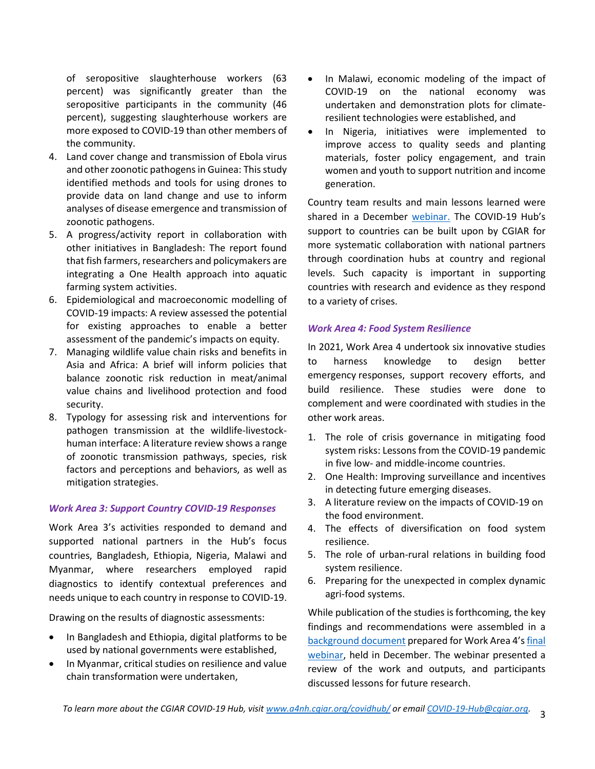of seropositive slaughterhouse workers (63 percent) was significantly greater than the seropositive participants in the community (46 percent), suggesting slaughterhouse workers are more exposed to COVID-19 than other members of the community.

4. Land cover change and transmission of Ebola virus and other zoonotic pathogens in Guinea: This study identified methods and tools for using drones to provide data on land change and use to inform analyses of disease emergence and transmission of zoonotic pathogens.
5. A progress/activity report in collaboration with other initiatives in Bangladesh: The report found that fish farmers, researchers and policymakers are integrating a One Health approach into aquatic farming system activities.
6. Epidemiological and macroeconomic modelling of COVID-19 impacts: A review assessed the potential for existing approaches to enable a better assessment of the pandemic's impacts on equity.
7. Managing wildlife value chain risks and benefits in Asia and Africa: A brief will inform policies that balance zoonotic risk reduction in meat/animal value chains and livelihood protection and food security.
8. Typology for assessing risk and interventions for pathogen transmission at the wildlife-livestock-human interface: A literature review shows a range of zoonotic transmission pathways, species, risk factors and perceptions and behaviors, as well as mitigation strategies.

### *Work Area 3: Support Country COVID-19 Responses*

Work Area 3's activities responded to demand and supported national partners in the Hub's focus countries, Bangladesh, Ethiopia, Nigeria, Malawi and Myanmar, where researchers employed rapid diagnostics to identify contextual preferences and needs unique to each country in response to COVID-19.

Drawing on the results of diagnostic assessments:

- In Bangladesh and Ethiopia, digital platforms to be used by national governments were established,
- In Myanmar, critical studies on resilience and value chain transformation were undertaken,
- In Malawi, economic modeling of the impact of COVID-19 on the national economy was undertaken and demonstration plots for climate-resilient technologies were established, and
- In Nigeria, initiatives were implemented to improve access to quality seeds and planting materials, foster policy engagement, and train women and youth to support nutrition and income generation.

Country team results and main lessons learned were shared in a December webinar. The COVID-19 Hub's support to countries can be built upon by CGIAR for more systematic collaboration with national partners through coordination hubs at country and regional levels. Such capacity is important in supporting countries with research and evidence as they respond to a variety of crises.

### *Work Area 4: Food System Resilience*

In 2021, Work Area 4 undertook six innovative studies to harness knowledge to design better emergency responses, support recovery efforts, and build resilience. These studies were done to complement and were coordinated with studies in the other work areas.

1. The role of crisis governance in mitigating food system risks: Lessons from the COVID-19 pandemic in five low- and middle-income countries.
2. One Health: Improving surveillance and incentives in detecting future emerging diseases.
3. A literature review on the impacts of COVID-19 on the food environment.
4. The effects of diversification on food system resilience.
5. The role of urban-rural relations in building food system resilience.
6. Preparing for the unexpected in complex dynamic agri-food systems.

While publication of the studies is forthcoming, the key findings and recommendations were assembled in a background document prepared for Work Area 4's final webinar, held in December. The webinar presented a review of the work and outputs, and participants discussed lessons for future research.

*To learn more about the CGIAR COVID-19 Hub, visit www.a4nh.cgiar.org/covidhub/ or email COVID-19-Hub@cgiar.org.*